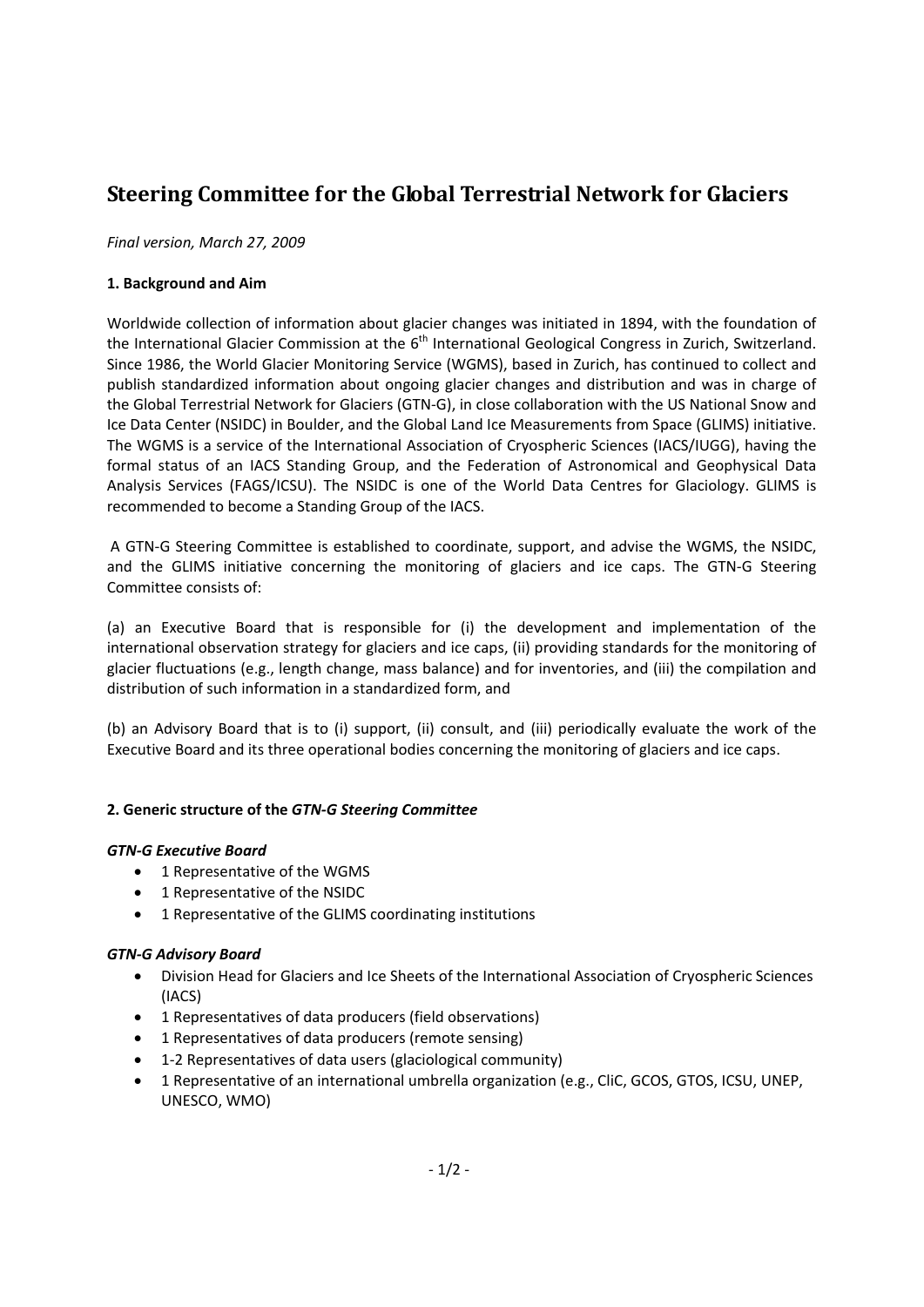# Steering Committee for the Global Terrestrial Network for Glaciers

*Final version, March 27, 2009*

**1. Background and Aim**

Worldwide collection of information about glacier changes was initiated in 1894, with the foundation of the International Glacier Commission at the 6th International Geological Congress in Zurich, Switzerland. Since 1986, the World Glacier Monitoring Service (WGMS), based in Zurich, has continued to collect and publish standardized information about ongoing glacier changes and distribution and was in charge of the Global Terrestrial Network for Glaciers (GTN-G), in close collaboration with the US National Snow and Ice Data Center (NSIDC) in Boulder, and the Global Land Ice Measurements from Space (GLIMS) initiative. The WGMS is a service of the International Association of Cryospheric Sciences (IACS/IUGG), having the formal status of an IACS Standing Group, and the Federation of Astronomical and Geophysical Data Analysis Services (FAGS/ICSU). The NSIDC is one of the World Data Centres for Glaciology. GLIMS is recommended to become a Standing Group of the IACS.

A GTN-G Steering Committee is established to coordinate, support, and advise the WGMS, the NSIDC, and the GLIMS initiative concerning the monitoring of glaciers and ice caps. The GTN-G Steering Committee consists of:

(a) an Executive Board that is responsible for (i) the development and implementation of the international observation strategy for glaciers and ice caps, (ii) providing standards for the monitoring of glacier fluctuations (e.g., length change, mass balance) and for inventories, and (iii) the compilation and distribution of such information in a standardized form, and

(b) an Advisory Board that is to (i) support, (ii) consult, and (iii) periodically evaluate the work of the Executive Board and its three operational bodies concerning the monitoring of glaciers and ice caps.

**2. Generic structure of the *GTN-G Steering Committee***

***GTN-G Executive Board***

- 1 Representative of the WGMS
- 1 Representative of the NSIDC
- 1 Representative of the GLIMS coordinating institutions

***GTN-G Advisory Board***

- Division Head for Glaciers and Ice Sheets of the International Association of Cryospheric Sciences (IACS)
- 1 Representatives of data producers (field observations)
- 1 Representatives of data producers (remote sensing)
- 1-2 Representatives of data users (glaciological community)
- 1 Representative of an international umbrella organization (e.g., CliC, GCOS, GTOS, ICSU, UNEP, UNESCO, WMO)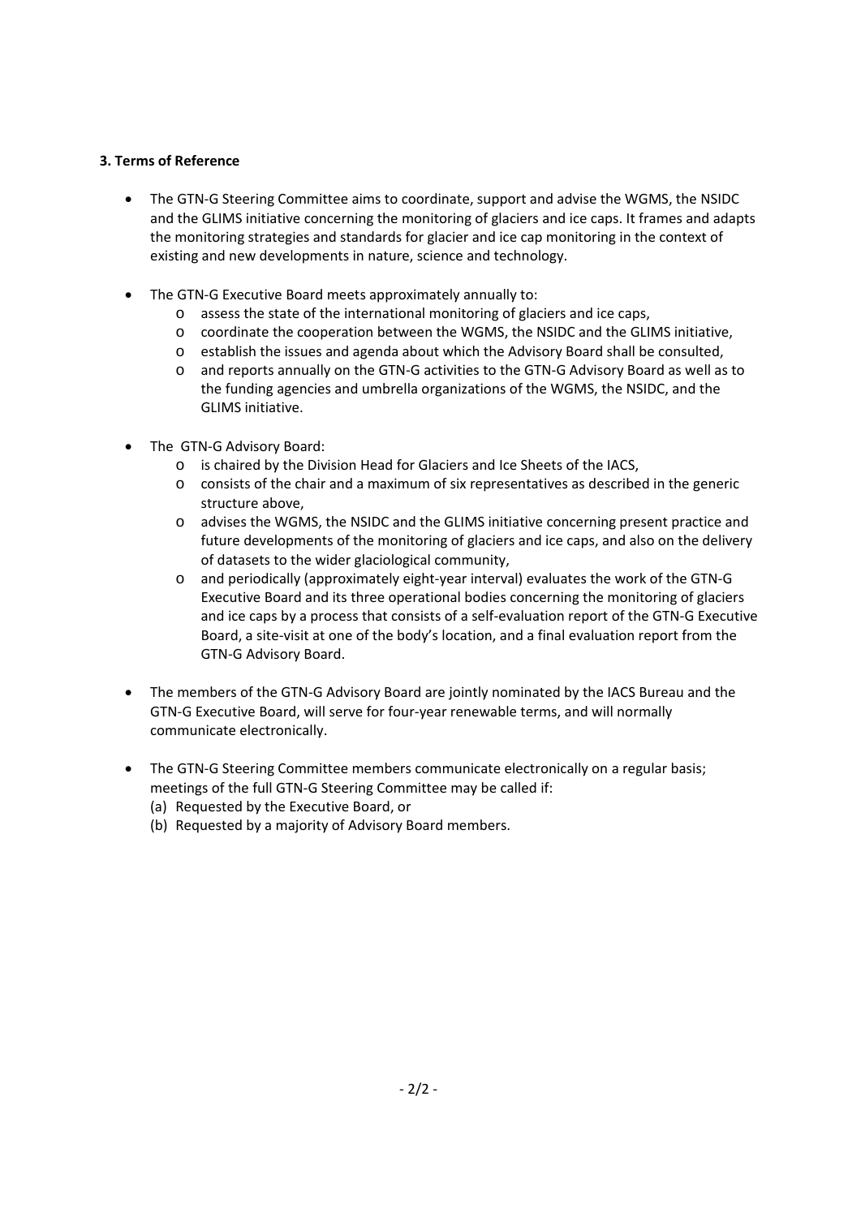**3. Terms of Reference**

- The GTN-G Steering Committee aims to coordinate, support and advise the WGMS, the NSIDC and the GLIMS initiative concerning the monitoring of glaciers and ice caps. It frames and adapts the monitoring strategies and standards for glacier and ice cap monitoring in the context of existing and new developments in nature, science and technology.

- The GTN-G Executive Board meets approximately annually to:
  - assess the state of the international monitoring of glaciers and ice caps,
  - coordinate the cooperation between the WGMS, the NSIDC and the GLIMS initiative,
  - establish the issues and agenda about which the Advisory Board shall be consulted,
  - and reports annually on the GTN-G activities to the GTN-G Advisory Board as well as to the funding agencies and umbrella organizations of the WGMS, the NSIDC, and the GLIMS initiative.

- The GTN-G Advisory Board:
  - is chaired by the Division Head for Glaciers and Ice Sheets of the IACS,
  - consists of the chair and a maximum of six representatives as described in the generic structure above,
  - advises the WGMS, the NSIDC and the GLIMS initiative concerning present practice and future developments of the monitoring of glaciers and ice caps, and also on the delivery of datasets to the wider glaciological community,
  - and periodically (approximately eight-year interval) evaluates the work of the GTN-G Executive Board and its three operational bodies concerning the monitoring of glaciers and ice caps by a process that consists of a self-evaluation report of the GTN-G Executive Board, a site-visit at one of the body's location, and a final evaluation report from the GTN-G Advisory Board.

- The members of the GTN-G Advisory Board are jointly nominated by the IACS Bureau and the GTN-G Executive Board, will serve for four-year renewable terms, and will normally communicate electronically.

- The GTN-G Steering Committee members communicate electronically on a regular basis; meetings of the full GTN-G Steering Committee may be called if:
  (a) Requested by the Executive Board, or
  (b) Requested by a majority of Advisory Board members.